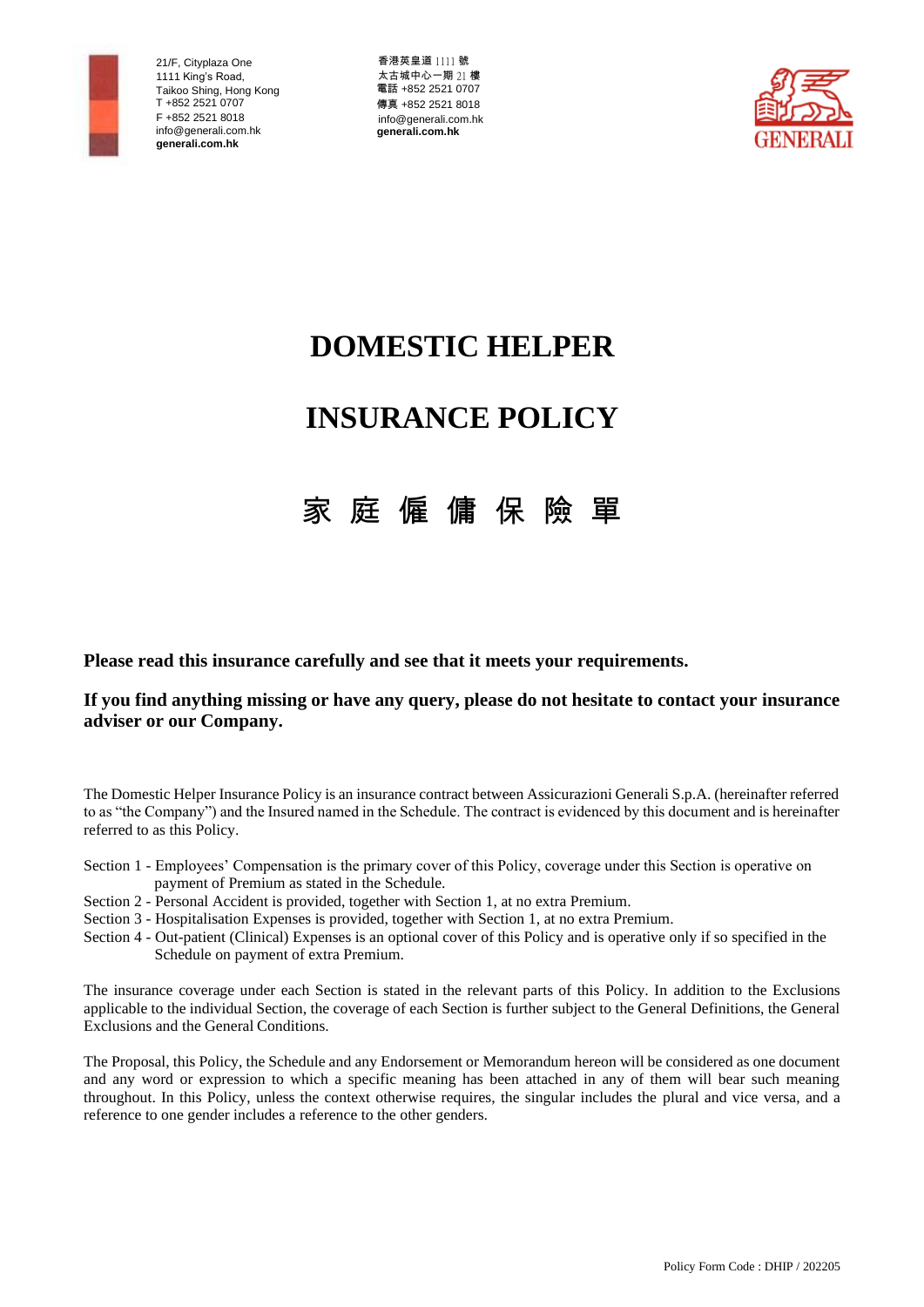21/F, Cityplaza One
1111 King's Road,
Taikoo Shing, Hong Kong
T +852 2521 0707
F +852 2521 8018
info@generali.com.hk
**generali.com.hk**

香港英皇道 1111 號
太古城中心一期 21 樓
電話 +852 2521 0707
傳真 +852 2521 8018
info@generali.com.hk
**generali.com.hk**

GENERALI

# DOMESTIC HELPER

# INSURANCE POLICY

# 家 庭 僱 傭 保 險 單

**Please read this insurance carefully and see that it meets your requirements.**

**If you find anything missing or have any query, please do not hesitate to contact your insurance adviser or our Company.**

The Domestic Helper Insurance Policy is an insurance contract between Assicurazioni Generali S.p.A. (hereinafter referred to as "the Company") and the Insured named in the Schedule. The contract is evidenced by this document and is hereinafter referred to as this Policy.

- Section 1 - Employees' Compensation is the primary cover of this Policy, coverage under this Section is operative on payment of Premium as stated in the Schedule.
- Section 2 - Personal Accident is provided, together with Section 1, at no extra Premium.
- Section 3 - Hospitalisation Expenses is provided, together with Section 1, at no extra Premium.
- Section 4 - Out-patient (Clinical) Expenses is an optional cover of this Policy and is operative only if so specified in the Schedule on payment of extra Premium.

The insurance coverage under each Section is stated in the relevant parts of this Policy. In addition to the Exclusions applicable to the individual Section, the coverage of each Section is further subject to the General Definitions, the General Exclusions and the General Conditions.

The Proposal, this Policy, the Schedule and any Endorsement or Memorandum hereon will be considered as one document and any word or expression to which a specific meaning has been attached in any of them will bear such meaning throughout. In this Policy, unless the context otherwise requires, the singular includes the plural and vice versa, and a reference to one gender includes a reference to the other genders.

Policy Form Code : DHIP / 202205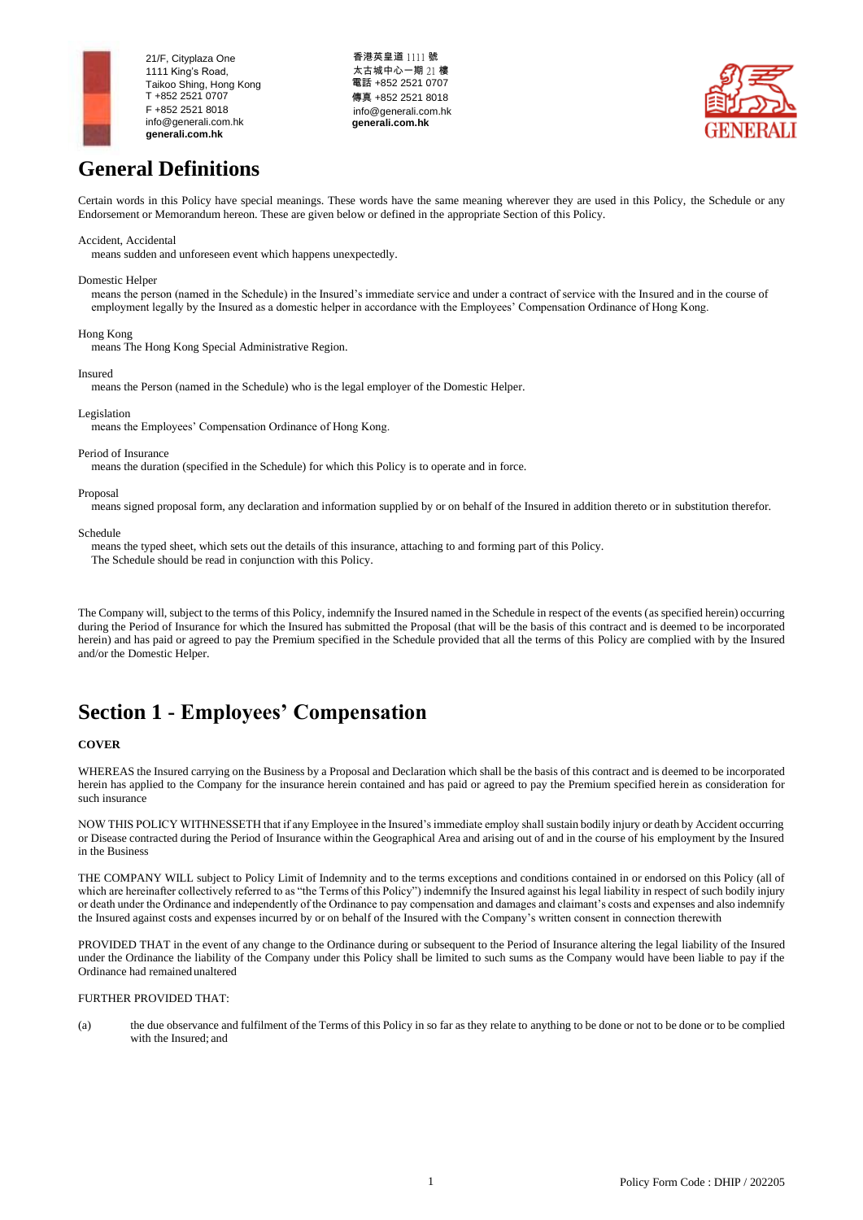21/F, Cityplaza One
1111 King's Road,
Taikoo Shing, Hong Kong
T +852 2521 0707
F +852 2521 8018
info@generali.com.hk
**generali.com.hk**

香港英皇道 1111 號
太古城中心一期 21 樓
電話 +852 2521 0707
傳真 +852 2521 8018
info@generali.com.hk
**generali.com.hk**

# General Definitions

Certain words in this Policy have special meanings. These words have the same meaning wherever they are used in this Policy, the Schedule or any Endorsement or Memorandum hereon. These are given below or defined in the appropriate Section of this Policy.

Accident, Accidental
means sudden and unforeseen event which happens unexpectedly.

Domestic Helper
means the person (named in the Schedule) in the Insured's immediate service and under a contract of service with the Insured and in the course of employment legally by the Insured as a domestic helper in accordance with the Employees' Compensation Ordinance of Hong Kong.

Hong Kong
means The Hong Kong Special Administrative Region.

Insured
means the Person (named in the Schedule) who is the legal employer of the Domestic Helper.

Legislation
means the Employees' Compensation Ordinance of Hong Kong.

Period of Insurance
means the duration (specified in the Schedule) for which this Policy is to operate and in force.

Proposal
means signed proposal form, any declaration and information supplied by or on behalf of the Insured in addition thereto or in substitution therefor.

Schedule
means the typed sheet, which sets out the details of this insurance, attaching to and forming part of this Policy.
The Schedule should be read in conjunction with this Policy.

The Company will, subject to the terms of this Policy, indemnify the Insured named in the Schedule in respect of the events (as specified herein) occurring during the Period of Insurance for which the Insured has submitted the Proposal (that will be the basis of this contract and is deemed to be incorporated herein) and has paid or agreed to pay the Premium specified in the Schedule provided that all the terms of this Policy are complied with by the Insured and/or the Domestic Helper.

# Section 1 - Employees' Compensation

**COVER**

WHEREAS the Insured carrying on the Business by a Proposal and Declaration which shall be the basis of this contract and is deemed to be incorporated herein has applied to the Company for the insurance herein contained and has paid or agreed to pay the Premium specified herein as consideration for such insurance

NOW THIS POLICY WITHNESSETH that if any Employee in the Insured's immediate employ shall sustain bodily injury or death by Accident occurring or Disease contracted during the Period of Insurance within the Geographical Area and arising out of and in the course of his employment by the Insured in the Business

THE COMPANY WILL subject to Policy Limit of Indemnity and to the terms exceptions and conditions contained in or endorsed on this Policy (all of which are hereinafter collectively referred to as "the Terms of this Policy") indemnify the Insured against his legal liability in respect of such bodily injury or death under the Ordinance and independently of the Ordinance to pay compensation and damages and claimant's costs and expenses and also indemnify the Insured against costs and expenses incurred by or on behalf of the Insured with the Company's written consent in connection therewith

PROVIDED THAT in the event of any change to the Ordinance during or subsequent to the Period of Insurance altering the legal liability of the Insured under the Ordinance the liability of the Company under this Policy shall be limited to such sums as the Company would have been liable to pay if the Ordinance had remained unaltered

FURTHER PROVIDED THAT:

(a) the due observance and fulfilment of the Terms of this Policy in so far as they relate to anything to be done or not to be done or to be complied with the Insured; and

Policy Form Code : DHIP / 202205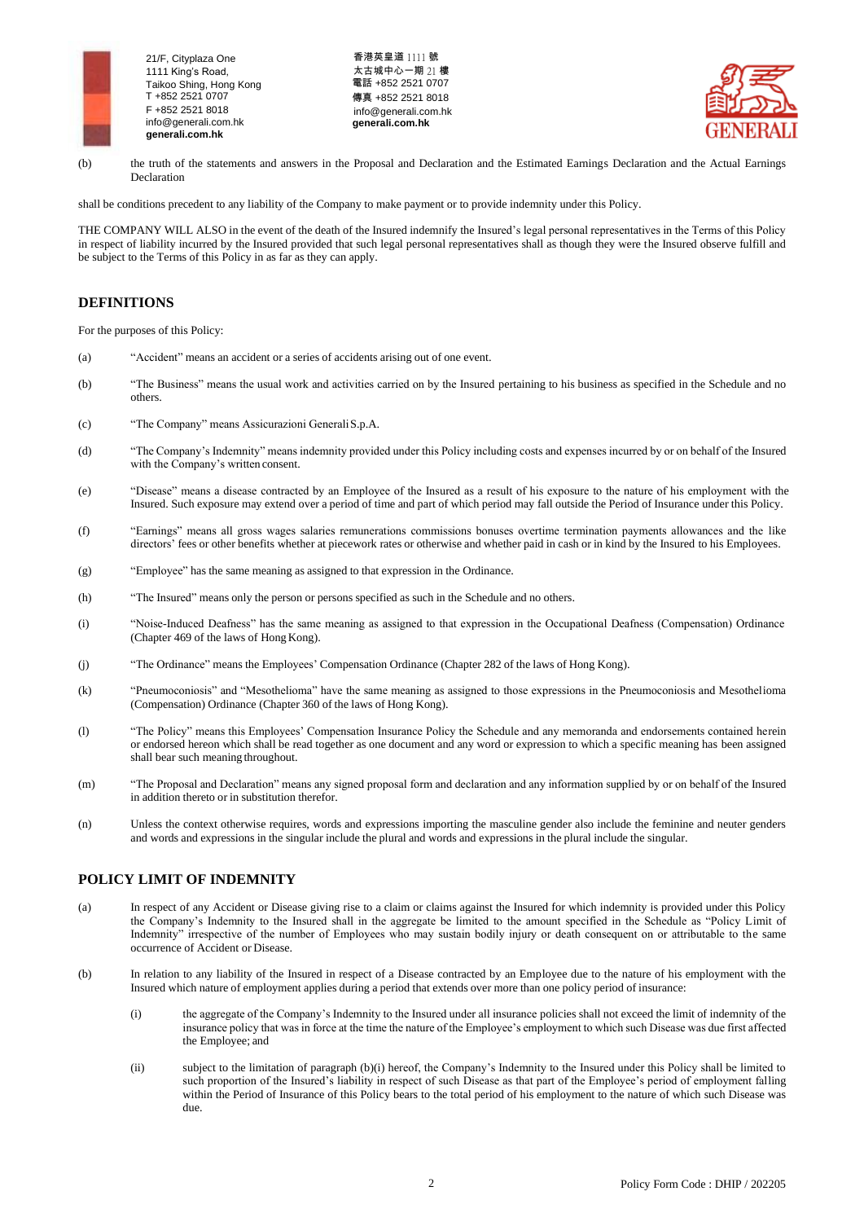(b) the truth of the statements and answers in the Proposal and Declaration and the Estimated Earnings Declaration and the Actual Earnings Declaration

shall be conditions precedent to any liability of the Company to make payment or to provide indemnity under this Policy.

THE COMPANY WILL ALSO in the event of the death of the Insured indemnify the Insured's legal personal representatives in the Terms of this Policy in respect of liability incurred by the Insured provided that such legal personal representatives shall as though they were the Insured observe fulfill and be subject to the Terms of this Policy in as far as they can apply.

## DEFINITIONS

For the purposes of this Policy:

(a) "Accident" means an accident or a series of accidents arising out of one event.

(b) "The Business" means the usual work and activities carried on by the Insured pertaining to his business as specified in the Schedule and no others.

(c) "The Company" means Assicurazioni Generali S.p.A.

(d) "The Company's Indemnity" means indemnity provided under this Policy including costs and expenses incurred by or on behalf of the Insured with the Company's written consent.

(e) "Disease" means a disease contracted by an Employee of the Insured as a result of his exposure to the nature of his employment with the Insured. Such exposure may extend over a period of time and part of which period may fall outside the Period of Insurance under this Policy.

(f) "Earnings" means all gross wages salaries remunerations commissions bonuses overtime termination payments allowances and the like directors' fees or other benefits whether at piecework rates or otherwise and whether paid in cash or in kind by the Insured to his Employees.

(g) "Employee" has the same meaning as assigned to that expression in the Ordinance.

(h) "The Insured" means only the person or persons specified as such in the Schedule and no others.

(i) "Noise-Induced Deafness" has the same meaning as assigned to that expression in the Occupational Deafness (Compensation) Ordinance (Chapter 469 of the laws of Hong Kong).

(j) "The Ordinance" means the Employees' Compensation Ordinance (Chapter 282 of the laws of Hong Kong).

(k) "Pneumoconiosis" and "Mesothelioma" have the same meaning as assigned to those expressions in the Pneumoconiosis and Mesothelioma (Compensation) Ordinance (Chapter 360 of the laws of Hong Kong).

(l) "The Policy" means this Employees' Compensation Insurance Policy the Schedule and any memoranda and endorsements contained herein or endorsed hereon which shall be read together as one document and any word or expression to which a specific meaning has been assigned shall bear such meaning throughout.

(m) "The Proposal and Declaration" means any signed proposal form and declaration and any information supplied by or on behalf of the Insured in addition thereto or in substitution therefor.

(n) Unless the context otherwise requires, words and expressions importing the masculine gender also include the feminine and neuter genders and words and expressions in the singular include the plural and words and expressions in the plural include the singular.

## POLICY LIMIT OF INDEMNITY

(a) In respect of any Accident or Disease giving rise to a claim or claims against the Insured for which indemnity is provided under this Policy the Company's Indemnity to the Insured shall in the aggregate be limited to the amount specified in the Schedule as "Policy Limit of Indemnity" irrespective of the number of Employees who may sustain bodily injury or death consequent on or attributable to the same occurrence of Accident or Disease.

(b) In relation to any liability of the Insured in respect of a Disease contracted by an Employee due to the nature of his employment with the Insured which nature of employment applies during a period that extends over more than one policy period of insurance:

  (i) the aggregate of the Company's Indemnity to the Insured under all insurance policies shall not exceed the limit of indemnity of the insurance policy that was in force at the time the nature of the Employee's employment to which such Disease was due first affected the Employee; and

  (ii) subject to the limitation of paragraph (b)(i) hereof, the Company's Indemnity to the Insured under this Policy shall be limited to such proportion of the Insured's liability in respect of such Disease as that part of the Employee's period of employment falling within the Period of Insurance of this Policy bears to the total period of his employment to the nature of which such Disease was due.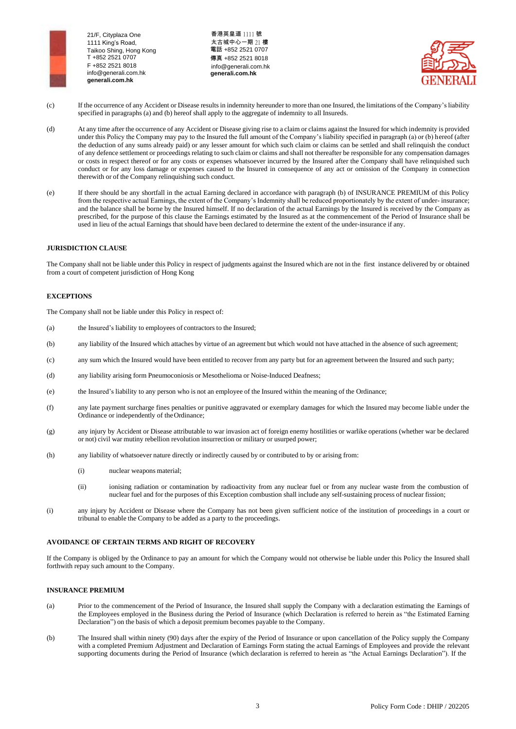(c) If the occurrence of any Accident or Disease results in indemnity hereunder to more than one Insured, the limitations of the Company's liability specified in paragraphs (a) and (b) hereof shall apply to the aggregate of indemnity to all Insureds.

(d) At any time after the occurrence of any Accident or Disease giving rise to a claim or claims against the Insured for which indemnity is provided under this Policy the Company may pay to the Insured the full amount of the Company's liability specified in paragraph (a) or (b) hereof (after the deduction of any sums already paid) or any lesser amount for which such claim or claims can be settled and shall relinquish the conduct of any defence settlement or proceedings relating to such claim or claims and shall not thereafter be responsible for any compensation damages or costs in respect thereof or for any costs or expenses whatsoever incurred by the Insured after the Company shall have relinquished such conduct or for any loss damage or expenses caused to the Insured in consequence of any act or omission of the Company in connection therewith or of the Company relinquishing such conduct.

(e) If there should be any shortfall in the actual Earning declared in accordance with paragraph (b) of INSURANCE PREMIUM of this Policy from the respective actual Earnings, the extent of the Company's Indemnity shall be reduced proportionately by the extent of under- insurance; and the balance shall be borne by the Insured himself. If no declaration of the actual Earnings by the Insured is received by the Company as prescribed, for the purpose of this clause the Earnings estimated by the Insured as at the commencement of the Period of Insurance shall be used in lieu of the actual Earnings that should have been declared to determine the extent of the under-insurance if any.

**JURISDICTION CLAUSE**

The Company shall not be liable under this Policy in respect of judgments against the Insured which are not in the first instance delivered by or obtained from a court of competent jurisdiction of Hong Kong

**EXCEPTIONS**

The Company shall not be liable under this Policy in respect of:

(a) the Insured's liability to employees of contractors to the Insured;

(b) any liability of the Insured which attaches by virtue of an agreement but which would not have attached in the absence of such agreement;

(c) any sum which the Insured would have been entitled to recover from any party but for an agreement between the Insured and such party;

(d) any liability arising form Pneumoconiosis or Mesothelioma or Noise-Induced Deafness;

(e) the Insured's liability to any person who is not an employee of the Insured within the meaning of the Ordinance;

(f) any late payment surcharge fines penalties or punitive aggravated or exemplary damages for which the Insured may become liable under the Ordinance or independently of the Ordinance;

(g) any injury by Accident or Disease attributable to war invasion act of foreign enemy hostilities or warlike operations (whether war be declared or not) civil war mutiny rebellion revolution insurrection or military or usurped power;

(h) any liability of whatsoever nature directly or indirectly caused by or contributed to by or arising from:

    (i) nuclear weapons material;

    (ii) ionising radiation or contamination by radioactivity from any nuclear fuel or from any nuclear waste from the combustion of nuclear fuel and for the purposes of this Exception combustion shall include any self-sustaining process of nuclear fission;

(i) any injury by Accident or Disease where the Company has not been given sufficient notice of the institution of proceedings in a court or tribunal to enable the Company to be added as a party to the proceedings.

**AVOIDANCE OF CERTAIN TERMS AND RIGHT OF RECOVERY**

If the Company is obliged by the Ordinance to pay an amount for which the Company would not otherwise be liable under this Policy the Insured shall forthwith repay such amount to the Company.

**INSURANCE PREMIUM**

(a) Prior to the commencement of the Period of Insurance, the Insured shall supply the Company with a declaration estimating the Earnings of the Employees employed in the Business during the Period of Insurance (which Declaration is referred to herein as "the Estimated Earning Declaration") on the basis of which a deposit premium becomes payable to the Company.

(b) The Insured shall within ninety (90) days after the expiry of the Period of Insurance or upon cancellation of the Policy supply the Company with a completed Premium Adjustment and Declaration of Earnings Form stating the actual Earnings of Employees and provide the relevant supporting documents during the Period of Insurance (which declaration is referred to herein as "the Actual Earnings Declaration"). If the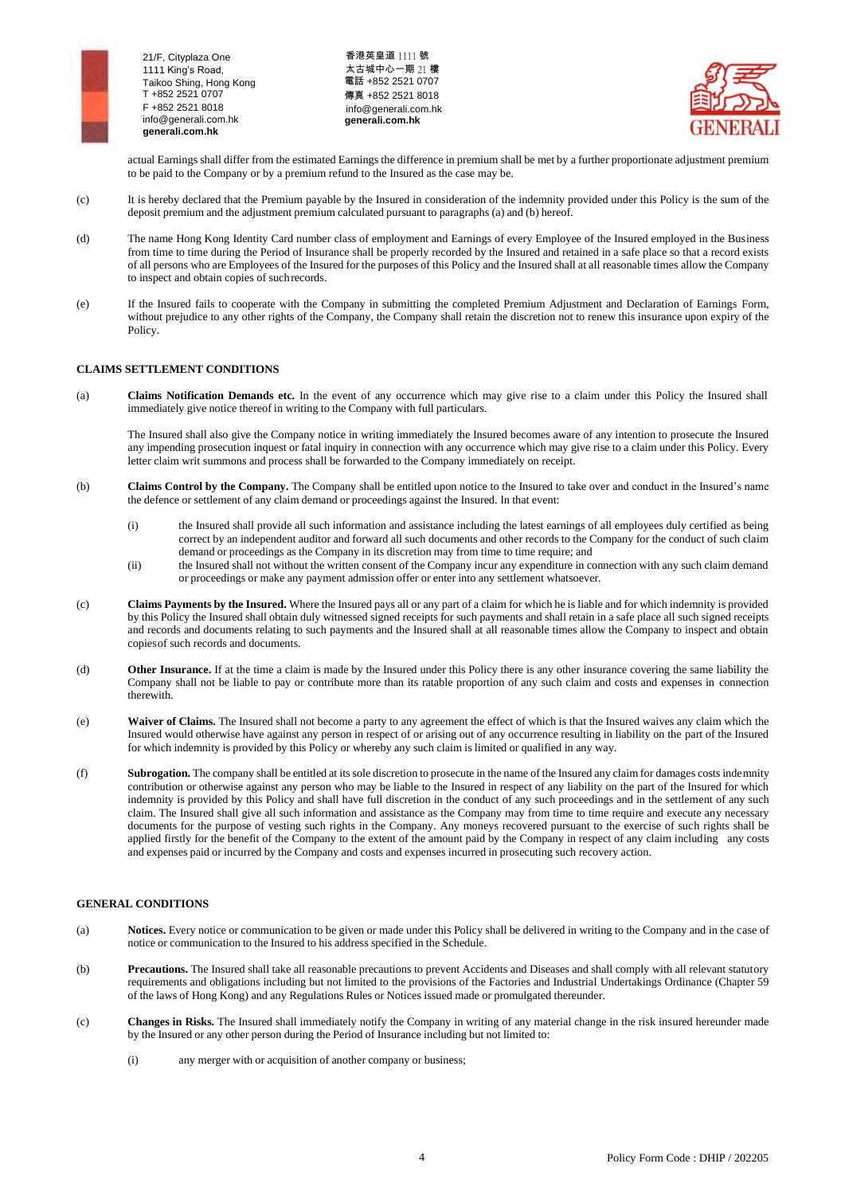actual Earnings shall differ from the estimated Earnings the difference in premium shall be met by a further proportionate adjustment premium to be paid to the Company or by a premium refund to the Insured as the case may be.

(c) It is hereby declared that the Premium payable by the Insured in consideration of the indemnity provided under this Policy is the sum of the deposit premium and the adjustment premium calculated pursuant to paragraphs (a) and (b) hereof.

(d) The name Hong Kong Identity Card number class of employment and Earnings of every Employee of the Insured employed in the Business from time to time during the Period of Insurance shall be properly recorded by the Insured and retained in a safe place so that a record exists of all persons who are Employees of the Insured for the purposes of this Policy and the Insured shall at all reasonable times allow the Company to inspect and obtain copies of such records.

(e) If the Insured fails to cooperate with the Company in submitting the completed Premium Adjustment and Declaration of Earnings Form, without prejudice to any other rights of the Company, the Company shall retain the discretion not to renew this insurance upon expiry of the Policy.

**CLAIMS SETTLEMENT CONDITIONS**

(a) **Claims Notification Demands etc.** In the event of any occurrence which may give rise to a claim under this Policy the Insured shall immediately give notice thereof in writing to the Company with full particulars.

The Insured shall also give the Company notice in writing immediately the Insured becomes aware of any intention to prosecute the Insured any impending prosecution inquest or fatal inquiry in connection with any occurrence which may give rise to a claim under this Policy. Every letter claim writ summons and process shall be forwarded to the Company immediately on receipt.

(b) **Claims Control by the Company.** The Company shall be entitled upon notice to the Insured to take over and conduct in the Insured's name the defence or settlement of any claim demand or proceedings against the Insured. In that event:

- (i) the Insured shall provide all such information and assistance including the latest earnings of all employees duly certified as being correct by an independent auditor and forward all such documents and other records to the Company for the conduct of such claim demand or proceedings as the Company in its discretion may from time to time require; and
- (ii) the Insured shall not without the written consent of the Company incur any expenditure in connection with any such claim demand or proceedings or make any payment admission offer or enter into any settlement whatsoever.

(c) **Claims Payments by the Insured.** Where the Insured pays all or any part of a claim for which he is liable and for which indemnity is provided by this Policy the Insured shall obtain duly witnessed signed receipts for such payments and shall retain in a safe place all such signed receipts and records and documents relating to such payments and the Insured shall at all reasonable times allow the Company to inspect and obtain copies of such records and documents.

(d) **Other Insurance.** If at the time a claim is made by the Insured under this Policy there is any other insurance covering the same liability the Company shall not be liable to pay or contribute more than its ratable proportion of any such claim and costs and expenses in connection therewith.

(e) **Waiver of Claims.** The Insured shall not become a party to any agreement the effect of which is that the Insured waives any claim which the Insured would otherwise have against any person in respect of or arising out of any occurrence resulting in liability on the part of the Insured for which indemnity is provided by this Policy or whereby any such claim is limited or qualified in any way.

(f) **Subrogation.** The company shall be entitled at its sole discretion to prosecute in the name of the Insured any claim for damages costs indemnity contribution or otherwise against any person who may be liable to the Insured in respect of any liability on the part of the Insured for which indemnity is provided by this Policy and shall have full discretion in the conduct of any such proceedings and in the settlement of any such claim. The Insured shall give all such information and assistance as the Company may from time to time require and execute any necessary documents for the purpose of vesting such rights in the Company. Any moneys recovered pursuant to the exercise of such rights shall be applied firstly for the benefit of the Company to the extent of the amount paid by the Company in respect of any claim including any costs and expenses paid or incurred by the Company and costs and expenses incurred in prosecuting such recovery action.

**GENERAL CONDITIONS**

(a) **Notices.** Every notice or communication to be given or made under this Policy shall be delivered in writing to the Company and in the case of notice or communication to the Insured to his address specified in the Schedule.

(b) **Precautions.** The Insured shall take all reasonable precautions to prevent Accidents and Diseases and shall comply with all relevant statutory requirements and obligations including but not limited to the provisions of the Factories and Industrial Undertakings Ordinance (Chapter 59 of the laws of Hong Kong) and any Regulations Rules or Notices issued made or promulgated thereunder.

(c) **Changes in Risks.** The Insured shall immediately notify the Company in writing of any material change in the risk insured hereunder made by the Insured or any other person during the Period of Insurance including but not limited to:

- (i) any merger with or acquisition of another company or business;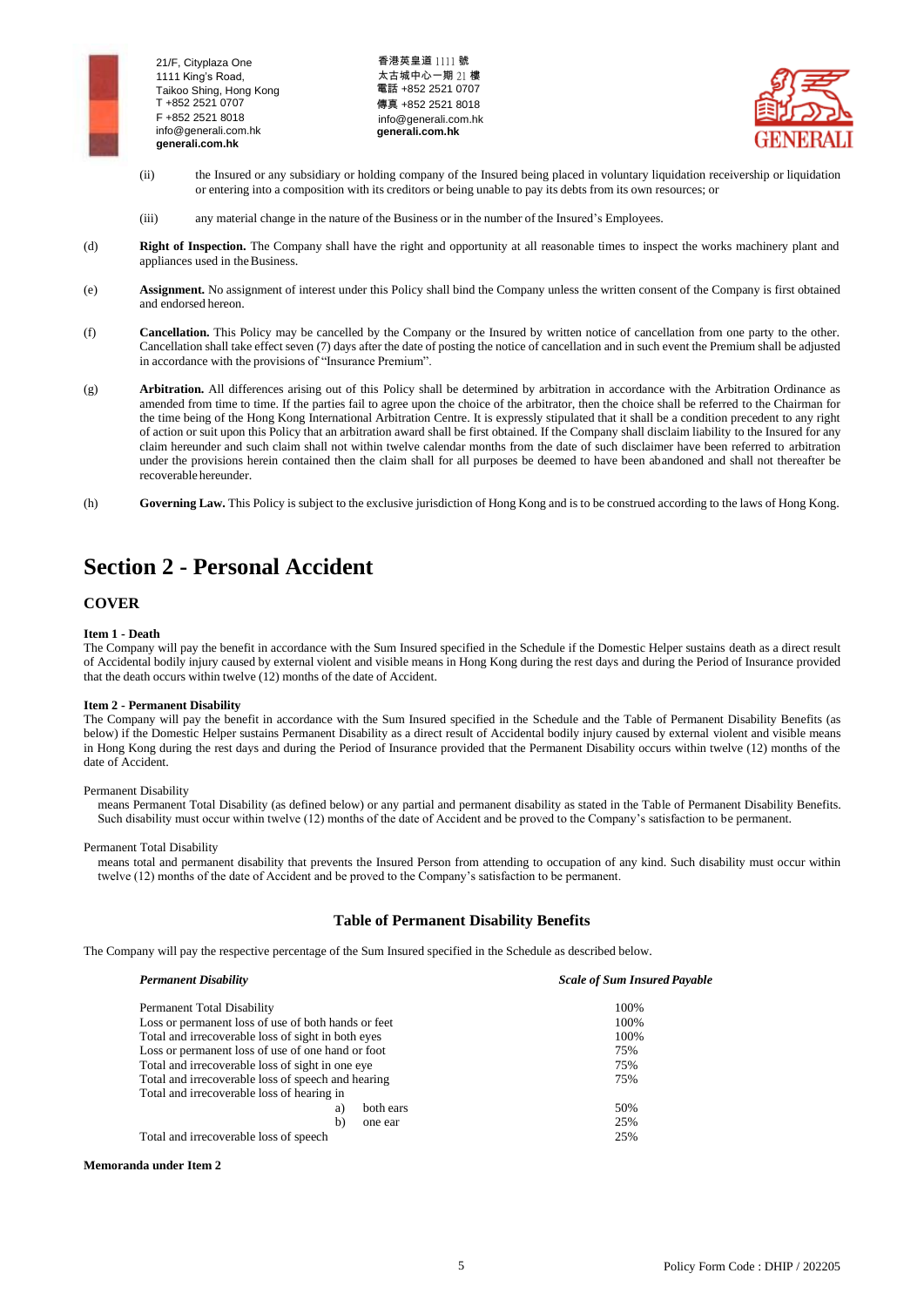(ii) the Insured or any subsidiary or holding company of the Insured being placed in voluntary liquidation receivership or liquidation or entering into a composition with its creditors or being unable to pay its debts from its own resources; or

(iii) any material change in the nature of the Business or in the number of the Insured's Employees.

(d) **Right of Inspection.** The Company shall have the right and opportunity at all reasonable times to inspect the works machinery plant and appliances used in the Business.

(e) **Assignment.** No assignment of interest under this Policy shall bind the Company unless the written consent of the Company is first obtained and endorsed hereon.

(f) **Cancellation.** This Policy may be cancelled by the Company or the Insured by written notice of cancellation from one party to the other. Cancellation shall take effect seven (7) days after the date of posting the notice of cancellation and in such event the Premium shall be adjusted in accordance with the provisions of "Insurance Premium".

(g) **Arbitration.** All differences arising out of this Policy shall be determined by arbitration in accordance with the Arbitration Ordinance as amended from time to time. If the parties fail to agree upon the choice of the arbitrator, then the choice shall be referred to the Chairman for the time being of the Hong Kong International Arbitration Centre. It is expressly stipulated that it shall be a condition precedent to any right of action or suit upon this Policy that an arbitration award shall be first obtained. If the Company shall disclaim liability to the Insured for any claim hereunder and such claim shall not within twelve calendar months from the date of such disclaimer have been referred to arbitration under the provisions herein contained then the claim shall for all purposes be deemed to have been abandoned and shall not thereafter be recoverable hereunder.

(h) **Governing Law.** This Policy is subject to the exclusive jurisdiction of Hong Kong and is to be construed according to the laws of Hong Kong.

# Section 2 - Personal Accident

## COVER

**Item 1 - Death**
The Company will pay the benefit in accordance with the Sum Insured specified in the Schedule if the Domestic Helper sustains death as a direct result of Accidental bodily injury caused by external violent and visible means in Hong Kong during the rest days and during the Period of Insurance provided that the death occurs within twelve (12) months of the date of Accident.

**Item 2 - Permanent Disability**
The Company will pay the benefit in accordance with the Sum Insured specified in the Schedule and the Table of Permanent Disability Benefits (as below) if the Domestic Helper sustains Permanent Disability as a direct result of Accidental bodily injury caused by external violent and visible means in Hong Kong during the rest days and during the Period of Insurance provided that the Permanent Disability occurs within twelve (12) months of the date of Accident.

Permanent Disability
means Permanent Total Disability (as defined below) or any partial and permanent disability as stated in the Table of Permanent Disability Benefits. Such disability must occur within twelve (12) months of the date of Accident and be proved to the Company's satisfaction to be permanent.

Permanent Total Disability
means total and permanent disability that prevents the Insured Person from attending to occupation of any kind. Such disability must occur within twelve (12) months of the date of Accident and be proved to the Company's satisfaction to be permanent.

### Table of Permanent Disability Benefits

The Company will pay the respective percentage of the Sum Insured specified in the Schedule as described below.

| *Permanent Disability* | *Scale of Sum Insured Payable* |
|---|---|
| Permanent Total Disability | 100% |
| Loss or permanent loss of use of both hands or feet | 100% |
| Total and irrecoverable loss of sight in both eyes | 100% |
| Loss or permanent loss of use of one hand or foot | 75% |
| Total and irrecoverable loss of sight in one eye | 75% |
| Total and irrecoverable loss of speech and hearing | 75% |
| Total and irrecoverable loss of hearing in | |
| a) both ears | 50% |
| b) one ear | 25% |
| Total and irrecoverable loss of speech | 25% |

**Memoranda under Item 2**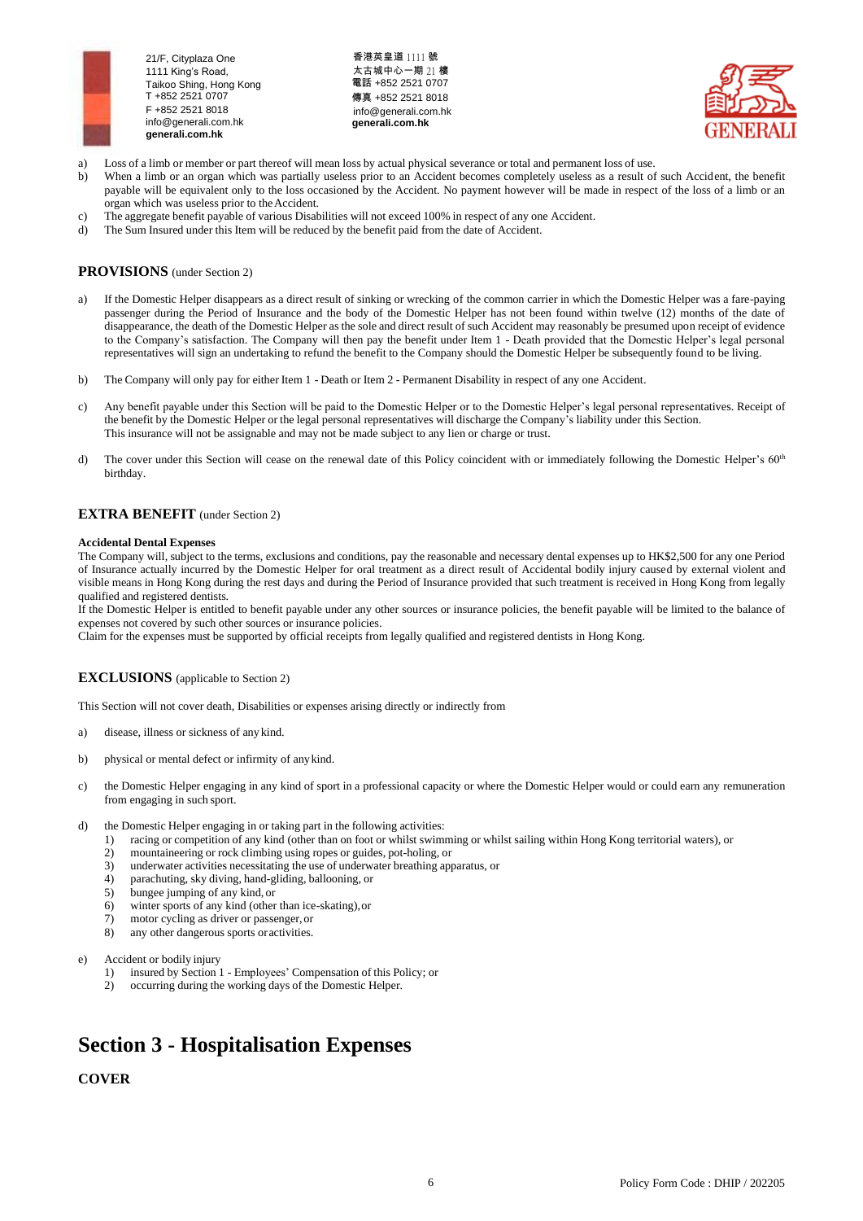a) Loss of a limb or member or part thereof will mean loss by actual physical severance or total and permanent loss of use.
b) When a limb or an organ which was partially useless prior to an Accident becomes completely useless as a result of such Accident, the benefit payable will be equivalent only to the loss occasioned by the Accident. No payment however will be made in respect of the loss of a limb or an organ which was useless prior to the Accident.
c) The aggregate benefit payable of various Disabilities will not exceed 100% in respect of any one Accident.
d) The Sum Insured under this Item will be reduced by the benefit paid from the date of Accident.

**PROVISIONS** (under Section 2)

a) If the Domestic Helper disappears as a direct result of sinking or wrecking of the common carrier in which the Domestic Helper was a fare-paying passenger during the Period of Insurance and the body of the Domestic Helper has not been found within twelve (12) months of the date of disappearance, the death of the Domestic Helper as the sole and direct result of such Accident may reasonably be presumed upon receipt of evidence to the Company's satisfaction. The Company will then pay the benefit under Item 1 - Death provided that the Domestic Helper's legal personal representatives will sign an undertaking to refund the benefit to the Company should the Domestic Helper be subsequently found to be living.

b) The Company will only pay for either Item 1 - Death or Item 2 - Permanent Disability in respect of any one Accident.

c) Any benefit payable under this Section will be paid to the Domestic Helper or to the Domestic Helper's legal personal representatives. Receipt of the benefit by the Domestic Helper or the legal personal representatives will discharge the Company's liability under this Section.
This insurance will not be assignable and may not be made subject to any lien or charge or trust.

d) The cover under this Section will cease on the renewal date of this Policy coincident with or immediately following the Domestic Helper's 60th birthday.

**EXTRA BENEFIT** (under Section 2)

**Accidental Dental Expenses**

The Company will, subject to the terms, exclusions and conditions, pay the reasonable and necessary dental expenses up to HK$2,500 for any one Period of Insurance actually incurred by the Domestic Helper for oral treatment as a direct result of Accidental bodily injury caused by external violent and visible means in Hong Kong during the rest days and during the Period of Insurance provided that such treatment is received in Hong Kong from legally qualified and registered dentists.
If the Domestic Helper is entitled to benefit payable under any other sources or insurance policies, the benefit payable will be limited to the balance of expenses not covered by such other sources or insurance policies.
Claim for the expenses must be supported by official receipts from legally qualified and registered dentists in Hong Kong.

**EXCLUSIONS** (applicable to Section 2)

This Section will not cover death, Disabilities or expenses arising directly or indirectly from

a) disease, illness or sickness of any kind.

b) physical or mental defect or infirmity of any kind.

c) the Domestic Helper engaging in any kind of sport in a professional capacity or where the Domestic Helper would or could earn any remuneration from engaging in such sport.

d) the Domestic Helper engaging in or taking part in the following activities:
   1) racing or competition of any kind (other than on foot or whilst swimming or whilst sailing within Hong Kong territorial waters), or
   2) mountaineering or rock climbing using ropes or guides, pot-holing, or
   3) underwater activities necessitating the use of underwater breathing apparatus, or
   4) parachuting, sky diving, hand-gliding, ballooning, or
   5) bungee jumping of any kind, or
   6) winter sports of any kind (other than ice-skating), or
   7) motor cycling as driver or passenger, or
   8) any other dangerous sports or activities.

e) Accident or bodily injury
   1) insured by Section 1 - Employees' Compensation of this Policy; or
   2) occurring during the working days of the Domestic Helper.

# Section 3 - Hospitalisation Expenses

**COVER**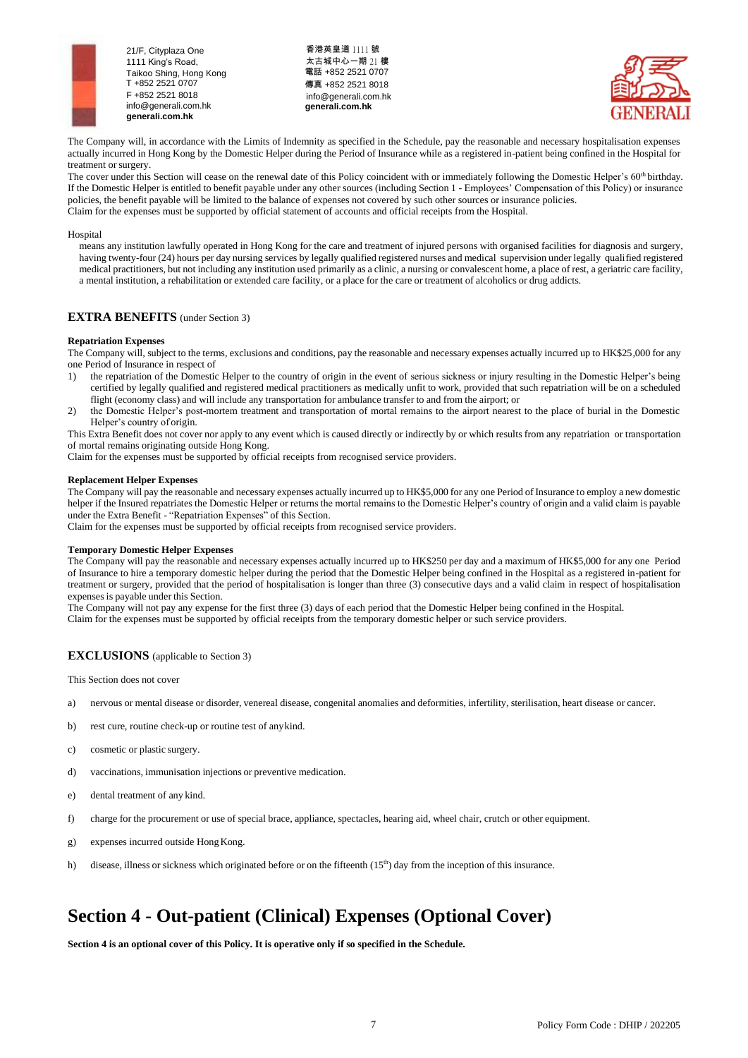The Company will, in accordance with the Limits of Indemnity as specified in the Schedule, pay the reasonable and necessary hospitalisation expenses actually incurred in Hong Kong by the Domestic Helper during the Period of Insurance while as a registered in-patient being confined in the Hospital for treatment or surgery.

The cover under this Section will cease on the renewal date of this Policy coincident with or immediately following the Domestic Helper's 60th birthday. If the Domestic Helper is entitled to benefit payable under any other sources (including Section 1 - Employees' Compensation of this Policy) or insurance policies, the benefit payable will be limited to the balance of expenses not covered by such other sources or insurance policies.

Claim for the expenses must be supported by official statement of accounts and official receipts from the Hospital.

Hospital

means any institution lawfully operated in Hong Kong for the care and treatment of injured persons with organised facilities for diagnosis and surgery, having twenty-four (24) hours per day nursing services by legally qualified registered nurses and medical supervision under legally qualified registered medical practitioners, but not including any institution used primarily as a clinic, a nursing or convalescent home, a place of rest, a geriatric care facility, a mental institution, a rehabilitation or extended care facility, or a place for the care or treatment of alcoholics or drug addicts.

## EXTRA BENEFITS (under Section 3)

**Repatriation Expenses**

The Company will, subject to the terms, exclusions and conditions, pay the reasonable and necessary expenses actually incurred up to HK$25,000 for any one Period of Insurance in respect of

1) the repatriation of the Domestic Helper to the country of origin in the event of serious sickness or injury resulting in the Domestic Helper's being certified by legally qualified and registered medical practitioners as medically unfit to work, provided that such repatriation will be on a scheduled flight (economy class) and will include any transportation for ambulance transfer to and from the airport; or
2) the Domestic Helper's post-mortem treatment and transportation of mortal remains to the airport nearest to the place of burial in the Domestic Helper's country of origin.

This Extra Benefit does not cover nor apply to any event which is caused directly or indirectly by or which results from any repatriation or transportation of mortal remains originating outside Hong Kong.

Claim for the expenses must be supported by official receipts from recognised service providers.

**Replacement Helper Expenses**

The Company will pay the reasonable and necessary expenses actually incurred up to HK$5,000 for any one Period of Insurance to employ a new domestic helper if the Insured repatriates the Domestic Helper or returns the mortal remains to the Domestic Helper's country of origin and a valid claim is payable under the Extra Benefit - "Repatriation Expenses" of this Section.

Claim for the expenses must be supported by official receipts from recognised service providers.

**Temporary Domestic Helper Expenses**

The Company will pay the reasonable and necessary expenses actually incurred up to HK$250 per day and a maximum of HK$5,000 for any one Period of Insurance to hire a temporary domestic helper during the period that the Domestic Helper being confined in the Hospital as a registered in-patient for treatment or surgery, provided that the period of hospitalisation is longer than three (3) consecutive days and a valid claim in respect of hospitalisation expenses is payable under this Section.

The Company will not pay any expense for the first three (3) days of each period that the Domestic Helper being confined in the Hospital.

Claim for the expenses must be supported by official receipts from the temporary domestic helper or such service providers.

## EXCLUSIONS (applicable to Section 3)

This Section does not cover

a) nervous or mental disease or disorder, venereal disease, congenital anomalies and deformities, infertility, sterilisation, heart disease or cancer.

b) rest cure, routine check-up or routine test of any kind.

c) cosmetic or plastic surgery.

d) vaccinations, immunisation injections or preventive medication.

e) dental treatment of any kind.

f) charge for the procurement or use of special brace, appliance, spectacles, hearing aid, wheel chair, crutch or other equipment.

g) expenses incurred outside Hong Kong.

h) disease, illness or sickness which originated before or on the fifteenth (15th) day from the inception of this insurance.

# Section 4 - Out-patient (Clinical) Expenses (Optional Cover)

**Section 4 is an optional cover of this Policy. It is operative only if so specified in the Schedule.**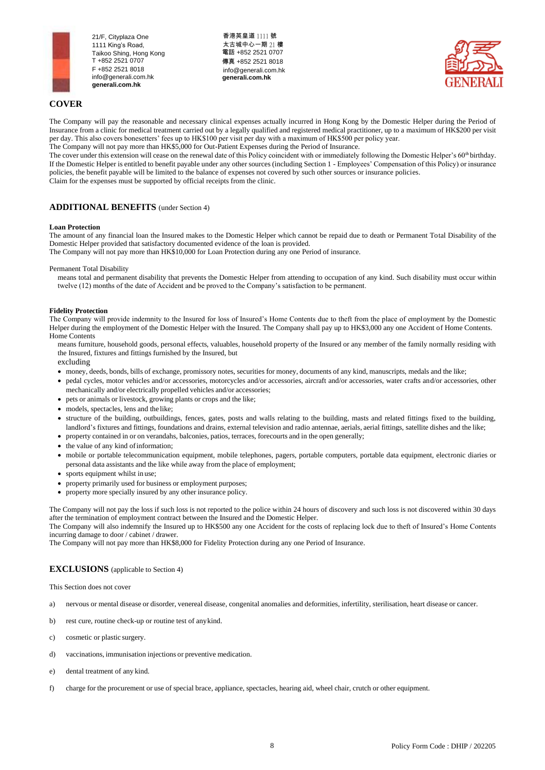## COVER

The Company will pay the reasonable and necessary clinical expenses actually incurred in Hong Kong by the Domestic Helper during the Period of Insurance from a clinic for medical treatment carried out by a legally qualified and registered medical practitioner, up to a maximum of HK$200 per visit per day. This also covers bonesetters' fees up to HK$100 per visit per day with a maximum of HK$500 per policy year.
The Company will not pay more than HK$5,000 for Out-Patient Expenses during the Period of Insurance.
The cover under this extension will cease on the renewal date of this Policy coincident with or immediately following the Domestic Helper's 60th birthday.
If the Domestic Helper is entitled to benefit payable under any other sources (including Section 1 - Employees' Compensation of this Policy) or insurance policies, the benefit payable will be limited to the balance of expenses not covered by such other sources or insurance policies.
Claim for the expenses must be supported by official receipts from the clinic.

## ADDITIONAL BENEFITS (under Section 4)

**Loan Protection**
The amount of any financial loan the Insured makes to the Domestic Helper which cannot be repaid due to death or Permanent Total Disability of the Domestic Helper provided that satisfactory documented evidence of the loan is provided.
The Company will not pay more than HK$10,000 for Loan Protection during any one Period of insurance.

Permanent Total Disability

means total and permanent disability that prevents the Domestic Helper from attending to occupation of any kind. Such disability must occur within twelve (12) months of the date of Accident and be proved to the Company's satisfaction to be permanent.

**Fidelity Protection**
The Company will provide indemnity to the Insured for loss of Insured's Home Contents due to theft from the place of employment by the Domestic Helper during the employment of the Domestic Helper with the Insured. The Company shall pay up to HK$3,000 any one Accident of Home Contents.
Home Contents

means furniture, household goods, personal effects, valuables, household property of the Insured or any member of the family normally residing with the Insured, fixtures and fittings furnished by the Insured, but

excluding

- money, deeds, bonds, bills of exchange, promissory notes, securities for money, documents of any kind, manuscripts, medals and the like;
- pedal cycles, motor vehicles and/or accessories, motorcycles and/or accessories, aircraft and/or accessories, water crafts and/or accessories, other mechanically and/or electrically propelled vehicles and/or accessories;
- pets or animals or livestock, growing plants or crops and the like;
- models, spectacles, lens and the like;
- structure of the building, outbuildings, fences, gates, posts and walls relating to the building, masts and related fittings fixed to the building, landlord's fixtures and fittings, foundations and drains, external television and radio antennae, aerials, aerial fittings, satellite dishes and the like;
- property contained in or on verandahs, balconies, patios, terraces, forecourts and in the open generally;
- the value of any kind of information;
- mobile or portable telecommunication equipment, mobile telephones, pagers, portable computers, portable data equipment, electronic diaries or personal data assistants and the like while away from the place of employment;
- sports equipment whilst in use;
- property primarily used for business or employment purposes;
- property more specially insured by any other insurance policy.

The Company will not pay the loss if such loss is not reported to the police within 24 hours of discovery and such loss is not discovered within 30 days after the termination of employment contract between the Insured and the Domestic Helper.
The Company will also indemnify the Insured up to HK$500 any one Accident for the costs of replacing lock due to theft of Insured's Home Contents incurring damage to door / cabinet / drawer.
The Company will not pay more than HK$8,000 for Fidelity Protection during any one Period of Insurance.

## EXCLUSIONS (applicable to Section 4)

This Section does not cover

a) nervous or mental disease or disorder, venereal disease, congenital anomalies and deformities, infertility, sterilisation, heart disease or cancer.

b) rest cure, routine check-up or routine test of any kind.

c) cosmetic or plastic surgery.

d) vaccinations, immunisation injections or preventive medication.

e) dental treatment of any kind.

f) charge for the procurement or use of special brace, appliance, spectacles, hearing aid, wheel chair, crutch or other equipment.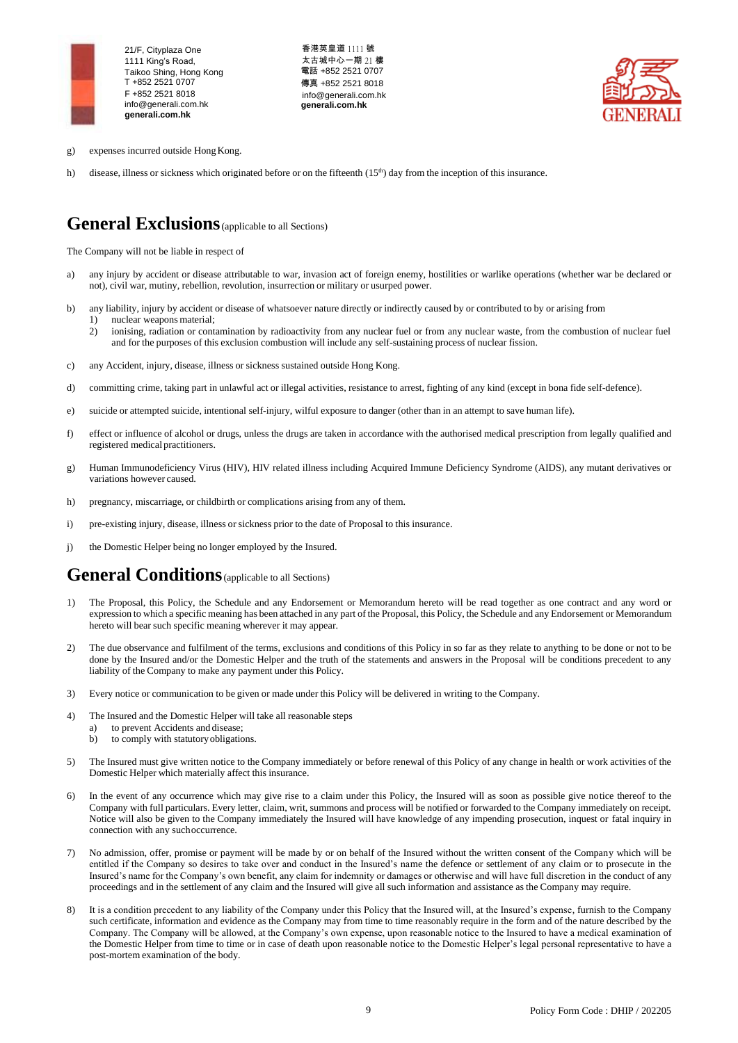g) expenses incurred outside Hong Kong.

h) disease, illness or sickness which originated before or on the fifteenth (15th) day from the inception of this insurance.

## General Exclusions (applicable to all Sections)

The Company will not be liable in respect of

a) any injury by accident or disease attributable to war, invasion act of foreign enemy, hostilities or warlike operations (whether war be declared or not), civil war, mutiny, rebellion, revolution, insurrection or military or usurped power.

b) any liability, injury by accident or disease of whatsoever nature directly or indirectly caused by or contributed to by or arising from
   1) nuclear weapons material;
   2) ionising, radiation or contamination by radioactivity from any nuclear fuel or from any nuclear waste, from the combustion of nuclear fuel and for the purposes of this exclusion combustion will include any self-sustaining process of nuclear fission.

c) any Accident, injury, disease, illness or sickness sustained outside Hong Kong.

d) committing crime, taking part in unlawful act or illegal activities, resistance to arrest, fighting of any kind (except in bona fide self-defence).

e) suicide or attempted suicide, intentional self-injury, wilful exposure to danger (other than in an attempt to save human life).

f) effect or influence of alcohol or drugs, unless the drugs are taken in accordance with the authorised medical prescription from legally qualified and registered medical practitioners.

g) Human Immunodeficiency Virus (HIV), HIV related illness including Acquired Immune Deficiency Syndrome (AIDS), any mutant derivatives or variations however caused.

h) pregnancy, miscarriage, or childbirth or complications arising from any of them.

i) pre-existing injury, disease, illness or sickness prior to the date of Proposal to this insurance.

j) the Domestic Helper being no longer employed by the Insured.

## General Conditions (applicable to all Sections)

1) The Proposal, this Policy, the Schedule and any Endorsement or Memorandum hereto will be read together as one contract and any word or expression to which a specific meaning has been attached in any part of the Proposal, this Policy, the Schedule and any Endorsement or Memorandum hereto will bear such specific meaning wherever it may appear.

2) The due observance and fulfilment of the terms, exclusions and conditions of this Policy in so far as they relate to anything to be done or not to be done by the Insured and/or the Domestic Helper and the truth of the statements and answers in the Proposal will be conditions precedent to any liability of the Company to make any payment under this Policy.

3) Every notice or communication to be given or made under this Policy will be delivered in writing to the Company.

4) The Insured and the Domestic Helper will take all reasonable steps
   a) to prevent Accidents and disease;
   b) to comply with statutory obligations.

5) The Insured must give written notice to the Company immediately or before renewal of this Policy of any change in health or work activities of the Domestic Helper which materially affect this insurance.

6) In the event of any occurrence which may give rise to a claim under this Policy, the Insured will as soon as possible give notice thereof to the Company with full particulars. Every letter, claim, writ, summons and process will be notified or forwarded to the Company immediately on receipt. Notice will also be given to the Company immediately the Insured will have knowledge of any impending prosecution, inquest or fatal inquiry in connection with any such occurrence.

7) No admission, offer, promise or payment will be made by or on behalf of the Insured without the written consent of the Company which will be entitled if the Company so desires to take over and conduct in the Insured's name the defence or settlement of any claim or to prosecute in the Insured's name for the Company's own benefit, any claim for indemnity or damages or otherwise and will have full discretion in the conduct of any proceedings and in the settlement of any claim and the Insured will give all such information and assistance as the Company may require.

8) It is a condition precedent to any liability of the Company under this Policy that the Insured will, at the Insured's expense, furnish to the Company such certificate, information and evidence as the Company may from time to time reasonably require in the form and of the nature described by the Company. The Company will be allowed, at the Company's own expense, upon reasonable notice to the Insured to have a medical examination of the Domestic Helper from time to time or in case of death upon reasonable notice to the Domestic Helper's legal personal representative to have a post-mortem examination of the body.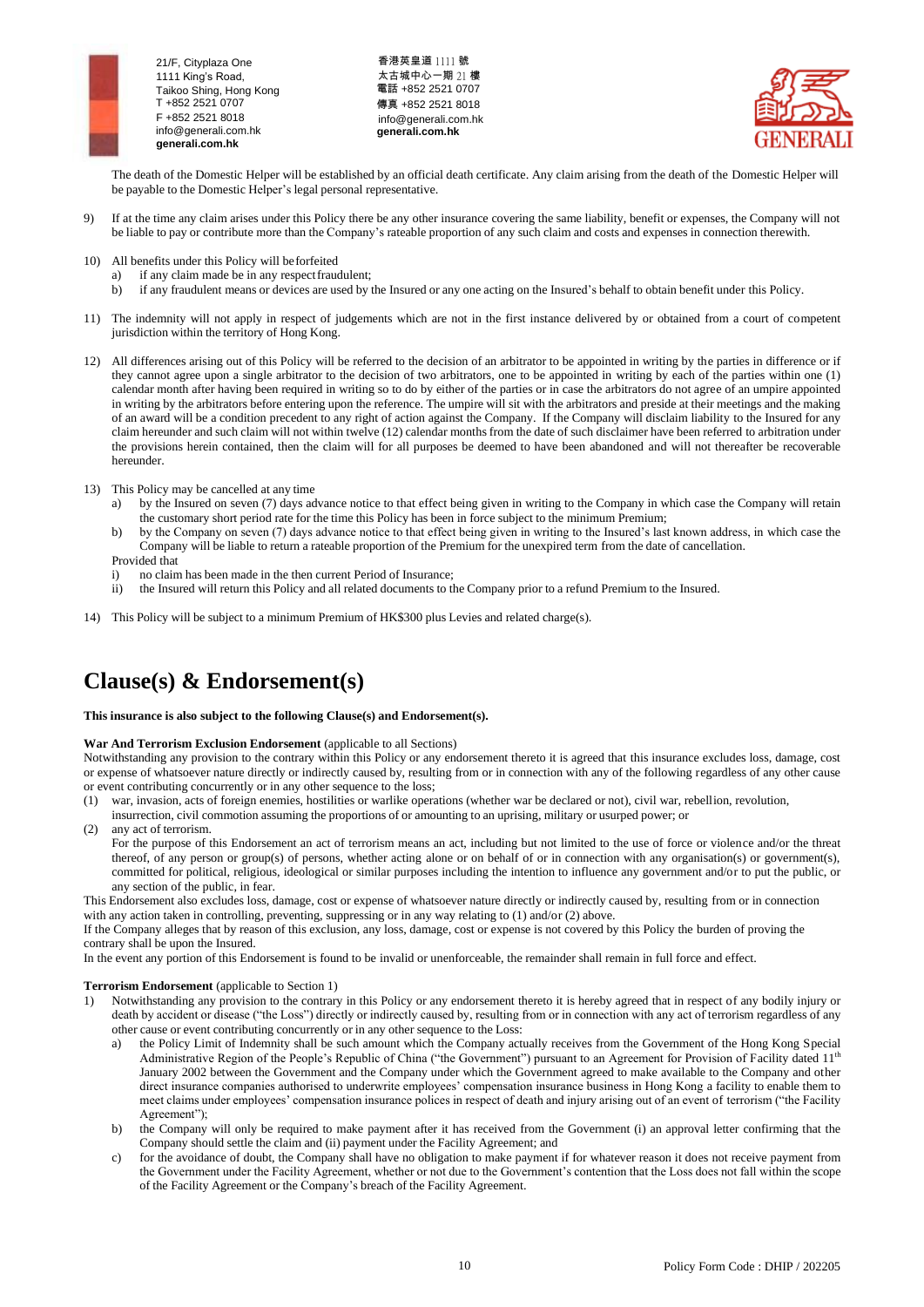The death of the Domestic Helper will be established by an official death certificate. Any claim arising from the death of the Domestic Helper will be payable to the Domestic Helper's legal personal representative.

9) If at the time any claim arises under this Policy there be any other insurance covering the same liability, benefit or expenses, the Company will not be liable to pay or contribute more than the Company's rateable proportion of any such claim and costs and expenses in connection therewith.

10) All benefits under this Policy will be forfeited
   a) if any claim made be in any respect fraudulent;
   b) if any fraudulent means or devices are used by the Insured or any one acting on the Insured's behalf to obtain benefit under this Policy.

11) The indemnity will not apply in respect of judgements which are not in the first instance delivered by or obtained from a court of competent jurisdiction within the territory of Hong Kong.

12) All differences arising out of this Policy will be referred to the decision of an arbitrator to be appointed in writing by the parties in difference or if they cannot agree upon a single arbitrator to the decision of two arbitrators, one to be appointed in writing by each of the parties within one (1) calendar month after having been required in writing so to do by either of the parties or in case the arbitrators do not agree of an umpire appointed in writing by the arbitrators before entering upon the reference. The umpire will sit with the arbitrators and preside at their meetings and the making of an award will be a condition precedent to any right of action against the Company. If the Company will disclaim liability to the Insured for any claim hereunder and such claim will not within twelve (12) calendar months from the date of such disclaimer have been referred to arbitration under the provisions herein contained, then the claim will for all purposes be deemed to have been abandoned and will not thereafter be recoverable hereunder.

13) This Policy may be cancelled at any time
   a) by the Insured on seven (7) days advance notice to that effect being given in writing to the Company in which case the Company will retain the customary short period rate for the time this Policy has been in force subject to the minimum Premium;
   b) by the Company on seven (7) days advance notice to that effect being given in writing to the Insured's last known address, in which case the Company will be liable to return a rateable proportion of the Premium for the unexpired term from the date of cancellation.

   Provided that
   i) no claim has been made in the then current Period of Insurance;
   ii) the Insured will return this Policy and all related documents to the Company prior to a refund Premium to the Insured.

14) This Policy will be subject to a minimum Premium of HK$300 plus Levies and related charge(s).

# Clause(s) & Endorsement(s)

**This insurance is also subject to the following Clause(s) and Endorsement(s).**

**War And Terrorism Exclusion Endorsement** (applicable to all Sections)
Notwithstanding any provision to the contrary within this Policy or any endorsement thereto it is agreed that this insurance excludes loss, damage, cost or expense of whatsoever nature directly or indirectly caused by, resulting from or in connection with any of the following regardless of any other cause or event contributing concurrently or in any other sequence to the loss;

(1) war, invasion, acts of foreign enemies, hostilities or warlike operations (whether war be declared or not), civil war, rebellion, revolution, insurrection, civil commotion assuming the proportions of or amounting to an uprising, military or usurped power; or
(2) any act of terrorism.
   For the purpose of this Endorsement an act of terrorism means an act, including but not limited to the use of force or violence and/or the threat thereof, of any person or group(s) of persons, whether acting alone or on behalf of or in connection with any organisation(s) or government(s), committed for political, religious, ideological or similar purposes including the intention to influence any government and/or to put the public, or any section of the public, in fear.

This Endorsement also excludes loss, damage, cost or expense of whatsoever nature directly or indirectly caused by, resulting from or in connection with any action taken in controlling, preventing, suppressing or in any way relating to (1) and/or (2) above.
If the Company alleges that by reason of this exclusion, any loss, damage, cost or expense is not covered by this Policy the burden of proving the contrary shall be upon the Insured.
In the event any portion of this Endorsement is found to be invalid or unenforceable, the remainder shall remain in full force and effect.

**Terrorism Endorsement** (applicable to Section 1)

1) Notwithstanding any provision to the contrary in this Policy or any endorsement thereto it is hereby agreed that in respect of any bodily injury or death by accident or disease ("the Loss") directly or indirectly caused by, resulting from or in connection with any act of terrorism regardless of any other cause or event contributing concurrently or in any other sequence to the Loss:
   a) the Policy Limit of Indemnity shall be such amount which the Company actually receives from the Government of the Hong Kong Special Administrative Region of the People's Republic of China ("the Government") pursuant to an Agreement for Provision of Facility dated 11th January 2002 between the Government and the Company under which the Government agreed to make available to the Company and other direct insurance companies authorised to underwrite employees' compensation insurance business in Hong Kong a facility to enable them to meet claims under employees' compensation insurance polices in respect of death and injury arising out of an event of terrorism ("the Facility Agreement");
   b) the Company will only be required to make payment after it has received from the Government (i) an approval letter confirming that the Company should settle the claim and (ii) payment under the Facility Agreement; and
   c) for the avoidance of doubt, the Company shall have no obligation to make payment if for whatever reason it does not receive payment from the Government under the Facility Agreement, whether or not due to the Government's contention that the Loss does not fall within the scope of the Facility Agreement or the Company's breach of the Facility Agreement.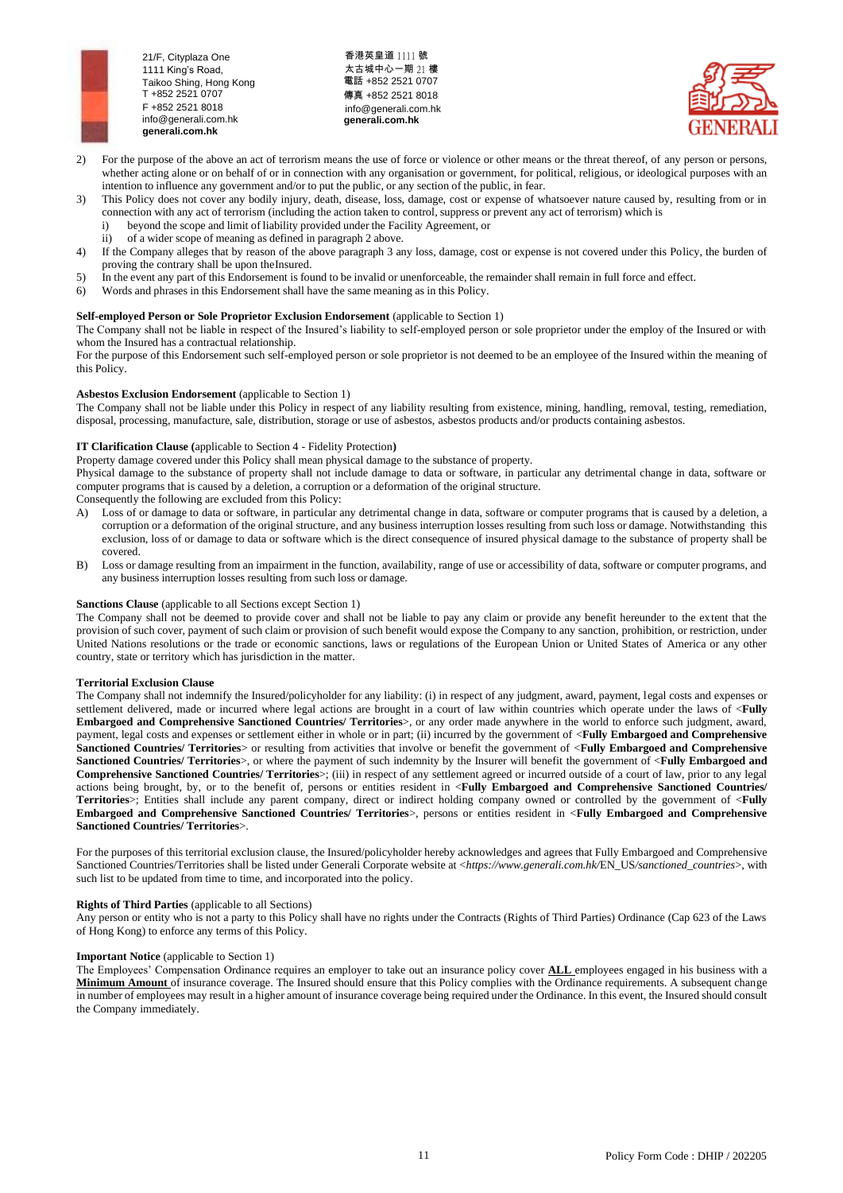2) For the purpose of the above an act of terrorism means the use of force or violence or other means or the threat thereof, of any person or persons, whether acting alone or on behalf of or in connection with any organisation or government, for political, religious, or ideological purposes with an intention to influence any government and/or to put the public, or any section of the public, in fear.
3) This Policy does not cover any bodily injury, death, disease, loss, damage, cost or expense of whatsoever nature caused by, resulting from or in connection with any act of terrorism (including the action taken to control, suppress or prevent any act of terrorism) which is
   i) beyond the scope and limit of liability provided under the Facility Agreement, or
   ii) of a wider scope of meaning as defined in paragraph 2 above.
4) If the Company alleges that by reason of the above paragraph 3 any loss, damage, cost or expense is not covered under this Policy, the burden of proving the contrary shall be upon the Insured.
5) In the event any part of this Endorsement is found to be invalid or unenforceable, the remainder shall remain in full force and effect.
6) Words and phrases in this Endorsement shall have the same meaning as in this Policy.

**Self-employed Person or Sole Proprietor Exclusion Endorsement** (applicable to Section 1)
The Company shall not be liable in respect of the Insured's liability to self-employed person or sole proprietor under the employ of the Insured or with whom the Insured has a contractual relationship.
For the purpose of this Endorsement such self-employed person or sole proprietor is not deemed to be an employee of the Insured within the meaning of this Policy.

**Asbestos Exclusion Endorsement** (applicable to Section 1)
The Company shall not be liable under this Policy in respect of any liability resulting from existence, mining, handling, removal, testing, remediation, disposal, processing, manufacture, sale, distribution, storage or use of asbestos, asbestos products and/or products containing asbestos.

**IT Clarification Clause (**applicable to Section 4 - Fidelity Protection**)**
Property damage covered under this Policy shall mean physical damage to the substance of property.
Physical damage to the substance of property shall not include damage to data or software, in particular any detrimental change in data, software or computer programs that is caused by a deletion, a corruption or a deformation of the original structure.
Consequently the following are excluded from this Policy:
A) Loss of or damage to data or software, in particular any detrimental change in data, software or computer programs that is caused by a deletion, a corruption or a deformation of the original structure, and any business interruption losses resulting from such loss or damage. Notwithstanding this exclusion, loss of or damage to data or software which is the direct consequence of insured physical damage to the substance of property shall be covered.
B) Loss or damage resulting from an impairment in the function, availability, range of use or accessibility of data, software or computer programs, and any business interruption losses resulting from such loss or damage.

**Sanctions Clause** (applicable to all Sections except Section 1)
The Company shall not be deemed to provide cover and shall not be liable to pay any claim or provide any benefit hereunder to the extent that the provision of such cover, payment of such claim or provision of such benefit would expose the Company to any sanction, prohibition, or restriction, under United Nations resolutions or the trade or economic sanctions, laws or regulations of the European Union or United States of America or any other country, state or territory which has jurisdiction in the matter.

**Territorial Exclusion Clause**
The Company shall not indemnify the Insured/policyholder for any liability: (i) in respect of any judgment, award, payment, legal costs and expenses or settlement delivered, made or incurred where legal actions are brought in a court of law within countries which operate under the laws of <**Fully Embargoed and Comprehensive Sanctioned Countries/ Territories**>, or any order made anywhere in the world to enforce such judgment, award, payment, legal costs and expenses or settlement either in whole or in part; (ii) incurred by the government of <**Fully Embargoed and Comprehensive Sanctioned Countries/ Territories**> or resulting from activities that involve or benefit the government of <**Fully Embargoed and Comprehensive Sanctioned Countries/ Territories**>, or where the payment of such indemnity by the Insurer will benefit the government of <**Fully Embargoed and Comprehensive Sanctioned Countries/ Territories**>; (iii) in respect of any settlement agreed or incurred outside of a court of law, prior to any legal actions being brought, by, or to the benefit of, persons or entities resident in <**Fully Embargoed and Comprehensive Sanctioned Countries/ Territories**>; Entities shall include any parent company, direct or indirect holding company owned or controlled by the government of <**Fully Embargoed and Comprehensive Sanctioned Countries/ Territories**>, persons or entities resident in <**Fully Embargoed and Comprehensive Sanctioned Countries/ Territories**>.

For the purposes of this territorial exclusion clause, the Insured/policyholder hereby acknowledges and agrees that Fully Embargoed and Comprehensive Sanctioned Countries/Territories shall be listed under Generali Corporate website at <*https://www.generali.com.hk/*EN_US*/sanctioned_countries*>, with such list to be updated from time to time, and incorporated into the policy.

**Rights of Third Parties** (applicable to all Sections)
Any person or entity who is not a party to this Policy shall have no rights under the Contracts (Rights of Third Parties) Ordinance (Cap 623 of the Laws of Hong Kong) to enforce any terms of this Policy.

**Important Notice** (applicable to Section 1)
The Employees' Compensation Ordinance requires an employer to take out an insurance policy cover **ALL** employees engaged in his business with a **Minimum Amount** of insurance coverage. The Insured should ensure that this Policy complies with the Ordinance requirements. A subsequent change in number of employees may result in a higher amount of insurance coverage being required under the Ordinance. In this event, the Insured should consult the Company immediately.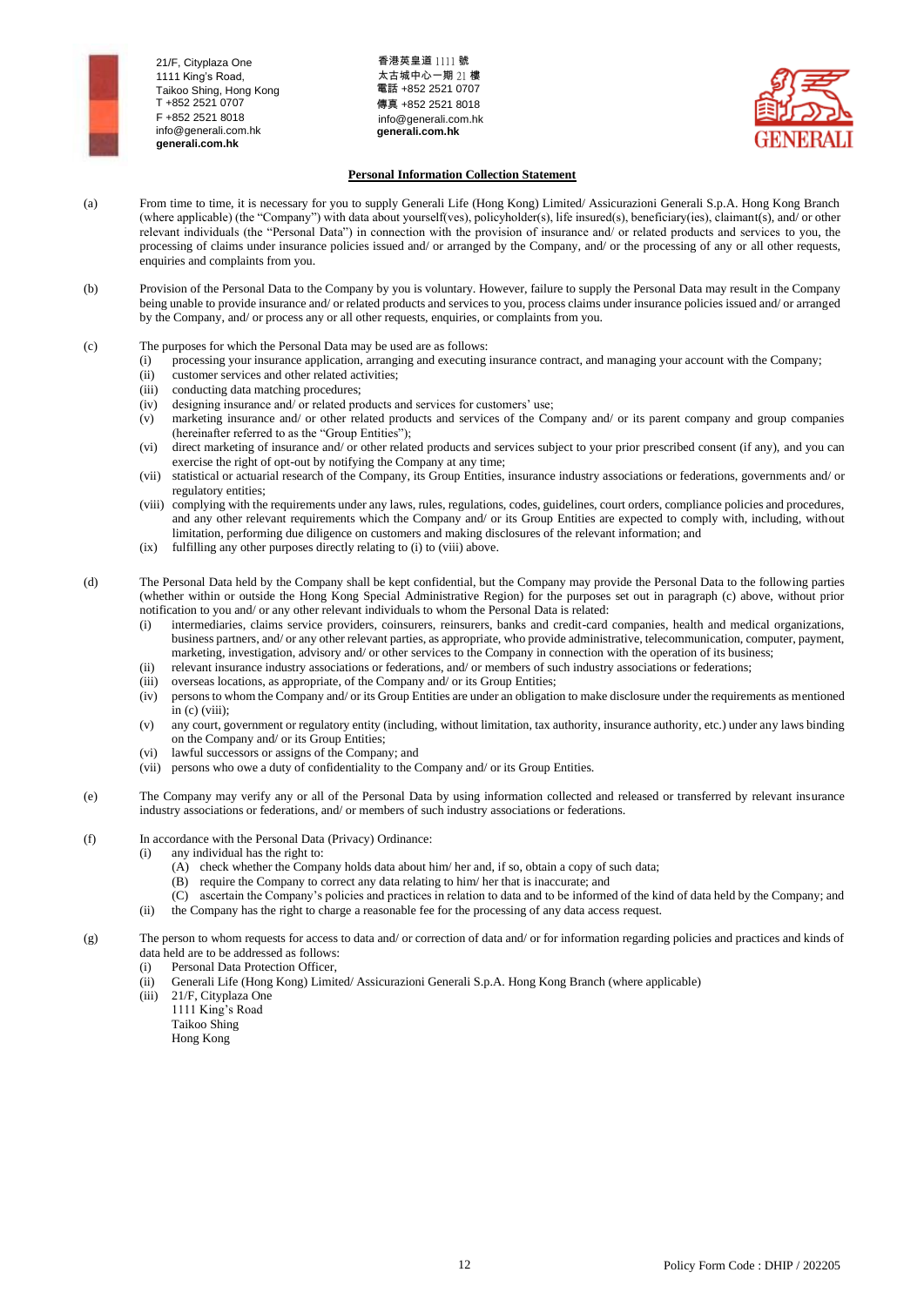21/F, Cityplaza One
1111 King's Road,
Taikoo Shing, Hong Kong
T +852 2521 0707
F +852 2521 8018
info@generali.com.hk
**generali.com.hk**

香港英皇道 1111 號
太古城中心一期 21 樓
電話 +852 2521 0707
傳真 +852 2521 8018
info@generali.com.hk
**generali.com.hk**

GENERALI

**Personal Information Collection Statement**

(a) From time to time, it is necessary for you to supply Generali Life (Hong Kong) Limited/ Assicurazioni Generali S.p.A. Hong Kong Branch (where applicable) (the "Company") with data about yourself(ves), policyholder(s), life insured(s), beneficiary(ies), claimant(s), and/ or other relevant individuals (the "Personal Data") in connection with the provision of insurance and/ or related products and services to you, the processing of claims under insurance policies issued and/ or arranged by the Company, and/ or the processing of any or all other requests, enquiries and complaints from you.

(b) Provision of the Personal Data to the Company by you is voluntary. However, failure to supply the Personal Data may result in the Company being unable to provide insurance and/ or related products and services to you, process claims under insurance policies issued and/ or arranged by the Company, and/ or process any or all other requests, enquiries, or complaints from you.

(c) The purposes for which the Personal Data may be used are as follows:
   (i) processing your insurance application, arranging and executing insurance contract, and managing your account with the Company;
   (ii) customer services and other related activities;
   (iii) conducting data matching procedures;
   (iv) designing insurance and/ or related products and services for customers' use;
   (v) marketing insurance and/ or other relevant products and services of the Company and/ or its parent company and group companies (hereinafter referred to as the "Group Entities");
   (vi) direct marketing of insurance and/ or other related products and services subject to your prior prescribed consent (if any), and you can exercise the right of opt-out by notifying the Company at any time;
   (vii) statistical or actuarial research of the Company, its Group Entities, insurance industry associations or federations, governments and/ or regulatory entities;
   (viii) complying with the requirements under any laws, rules, regulations, codes, guidelines, court orders, compliance policies and procedures, and any other relevant requirements which the Company and/ or its Group Entities are expected to comply with, including, without limitation, performing due diligence on customers and making disclosures of the relevant information; and
   (ix) fulfilling any other purposes directly relating to (i) to (viii) above.

(d) The Personal Data held by the Company shall be kept confidential, but the Company may provide the Personal Data to the following parties (whether within or outside the Hong Kong Special Administrative Region) for the purposes set out in paragraph (c) above, without prior notification to you and/ or any other relevant individuals to whom the Personal Data is related:
   (i) intermediaries, claims service providers, coinsurers, reinsurers, banks and credit-card companies, health and medical organizations, business partners, and/ or any other relevant parties, as appropriate, who provide administrative, telecommunication, computer, payment, marketing, investigation, advisory and/ or other services to the Company in connection with the operation of its business;
   (ii) relevant insurance industry associations or federations, and/ or members of such industry associations or federations;
   (iii) overseas locations, as appropriate, of the Company and/ or its Group Entities;
   (iv) persons to whom the Company and/ or its Group Entities are under an obligation to make disclosure under the requirements as mentioned in (c) (viii);
   (v) any court, government or regulatory entity (including, without limitation, tax authority, insurance authority, etc.) under any laws binding on the Company and/ or its Group Entities;
   (vi) lawful successors or assigns of the Company; and
   (vii) persons who owe a duty of confidentiality to the Company and/ or its Group Entities.

(e) The Company may verify any or all of the Personal Data by using information collected and released or transferred by relevant insurance industry associations or federations, and/ or members of such industry associations or federations.

(f) In accordance with the Personal Data (Privacy) Ordinance:
   (i) any individual has the right to:
      (A) check whether the Company holds data about him/ her and, if so, obtain a copy of such data;
      (B) require the Company to correct any data relating to him/ her that is inaccurate; and
      (C) ascertain the Company's policies and practices in relation to data and to be informed of the kind of data held by the Company; and
   (ii) the Company has the right to charge a reasonable fee for the processing of any data access request.

(g) The person to whom requests for access to data and/ or correction of data and/ or for information regarding policies and practices and kinds of data held are to be addressed as follows:
   (i) Personal Data Protection Officer,
   (ii) Generali Life (Hong Kong) Limited/ Assicurazioni Generali S.p.A. Hong Kong Branch (where applicable)
   (iii) 21/F, Cityplaza One
   1111 King's Road
   Taikoo Shing
   Hong Kong

Policy Form Code : DHIP / 202205